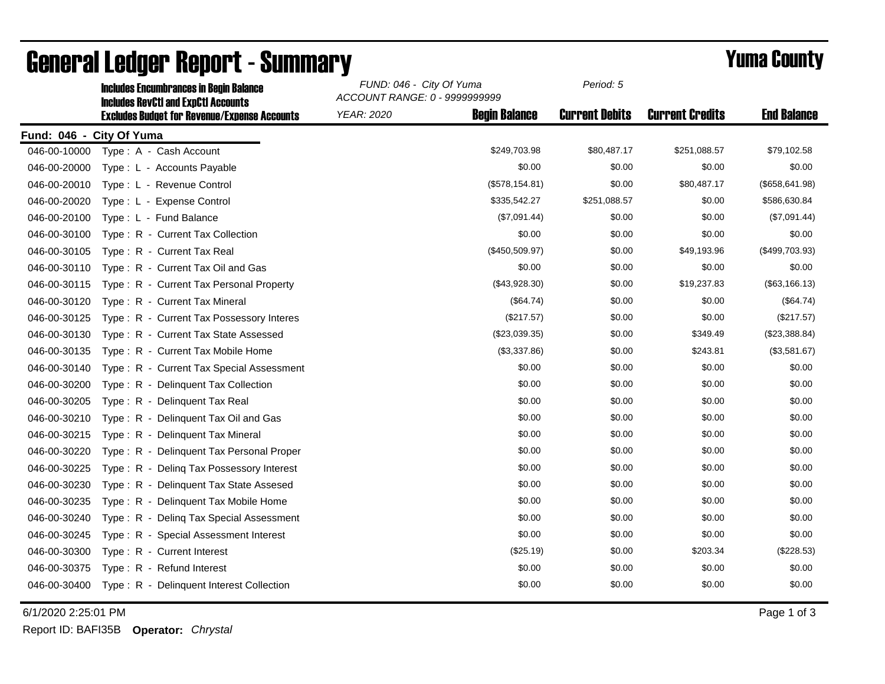# General Ledger Report - Summary

## Yuma County

**Includes Encumbrances in Begin Balance**
**Includes RevCtl and ExpCtl Accounts**
**Excludes Budget for Revenue/Expense Accounts**

*FUND: 046 - City Of Yuma*
*ACCOUNT RANGE: 0 - 9999999999*
*YEAR: 2020*
*Period: 5*

**Fund: 046 - City Of Yuma**

| Account | Description | Begin Balance | Current Debits | Current Credits | End Balance |
|---|---|---|---|---|---|
| 046-00-10000 | Type : A - Cash Account | $249,703.98 | $80,487.17 | $251,088.57 | $79,102.58 |
| 046-00-20000 | Type : L - Accounts Payable | $0.00 | $0.00 | $0.00 | $0.00 |
| 046-00-20010 | Type : L - Revenue Control | ($578,154.81) | $0.00 | $80,487.17 | ($658,641.98) |
| 046-00-20020 | Type : L - Expense Control | $335,542.27 | $251,088.57 | $0.00 | $586,630.84 |
| 046-00-20100 | Type : L - Fund Balance | ($7,091.44) | $0.00 | $0.00 | ($7,091.44) |
| 046-00-30100 | Type : R - Current Tax Collection | $0.00 | $0.00 | $0.00 | $0.00 |
| 046-00-30105 | Type : R - Current Tax Real | ($450,509.97) | $0.00 | $49,193.96 | ($499,703.93) |
| 046-00-30110 | Type : R - Current Tax Oil and Gas | $0.00 | $0.00 | $0.00 | $0.00 |
| 046-00-30115 | Type : R - Current Tax Personal Property | ($43,928.30) | $0.00 | $19,237.83 | ($63,166.13) |
| 046-00-30120 | Type : R - Current Tax Mineral | ($64.74) | $0.00 | $0.00 | ($64.74) |
| 046-00-30125 | Type : R - Current Tax Possessory Interes | ($217.57) | $0.00 | $0.00 | ($217.57) |
| 046-00-30130 | Type : R - Current Tax State Assessed | ($23,039.35) | $0.00 | $349.49 | ($23,388.84) |
| 046-00-30135 | Type : R - Current Tax Mobile Home | ($3,337.86) | $0.00 | $243.81 | ($3,581.67) |
| 046-00-30140 | Type : R - Current Tax Special Assessment | $0.00 | $0.00 | $0.00 | $0.00 |
| 046-00-30200 | Type : R - Delinquent Tax Collection | $0.00 | $0.00 | $0.00 | $0.00 |
| 046-00-30205 | Type : R - Delinquent Tax Real | $0.00 | $0.00 | $0.00 | $0.00 |
| 046-00-30210 | Type : R - Delinquent Tax Oil and Gas | $0.00 | $0.00 | $0.00 | $0.00 |
| 046-00-30215 | Type : R - Delinquent Tax Mineral | $0.00 | $0.00 | $0.00 | $0.00 |
| 046-00-30220 | Type : R - Delinquent Tax Personal Proper | $0.00 | $0.00 | $0.00 | $0.00 |
| 046-00-30225 | Type : R - Delinq Tax Possessory Interest | $0.00 | $0.00 | $0.00 | $0.00 |
| 046-00-30230 | Type : R - Delinquent Tax State Assesed | $0.00 | $0.00 | $0.00 | $0.00 |
| 046-00-30235 | Type : R - Delinquent Tax Mobile Home | $0.00 | $0.00 | $0.00 | $0.00 |
| 046-00-30240 | Type : R - Delinq Tax Special Assessment | $0.00 | $0.00 | $0.00 | $0.00 |
| 046-00-30245 | Type : R - Special Assessment Interest | $0.00 | $0.00 | $0.00 | $0.00 |
| 046-00-30300 | Type : R - Current Interest | ($25.19) | $0.00 | $203.34 | ($228.53) |
| 046-00-30375 | Type : R - Refund Interest | $0.00 | $0.00 | $0.00 | $0.00 |
| 046-00-30400 | Type : R - Delinquent Interest Collection | $0.00 | $0.00 | $0.00 | $0.00 |

6/1/2020 2:25:01 PM

Report ID: BAFI35B **Operator:** *Chrystal*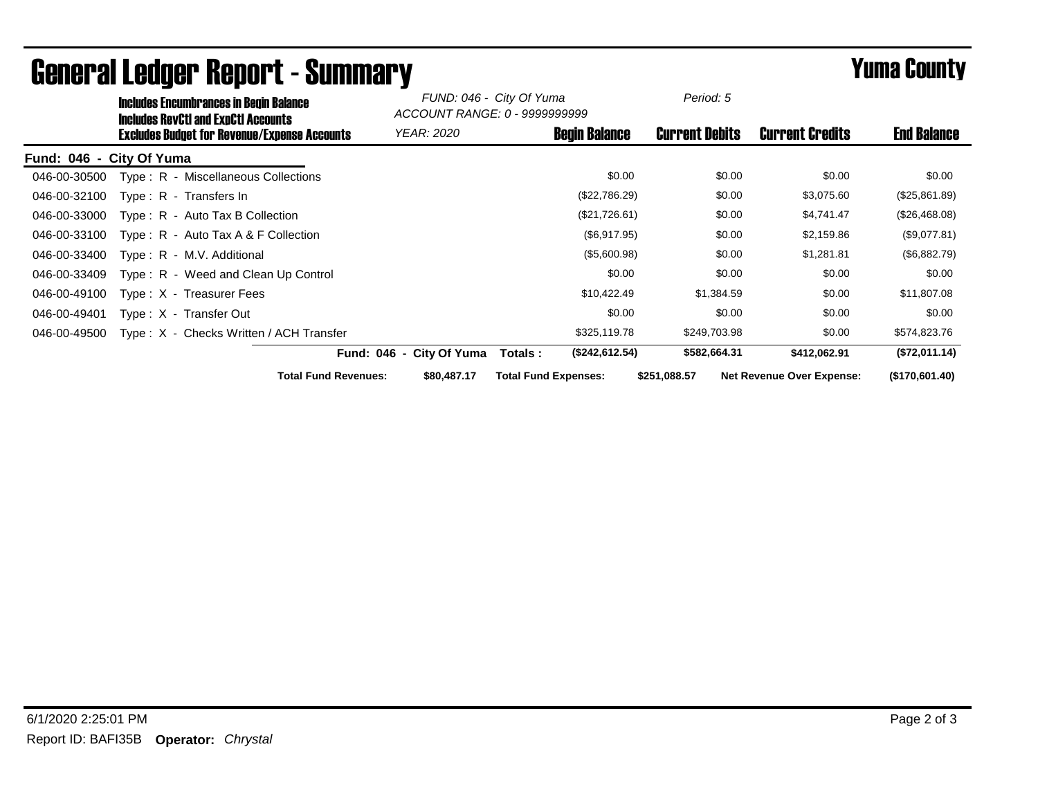# General Ledger Report - Summary

## Yuma County

**Includes Encumbrances in Begin Balance**
**Includes RevCtl and ExpCtl Accounts**
**Excludes Budget for Revenue/Expense Accounts**

*FUND: 046 - City Of Yuma*
*ACCOUNT RANGE: 0 - 9999999999*
*YEAR: 2020*
*Period: 5*

**Fund: 046 - City Of Yuma**

| Account | Description | Begin Balance | Current Debits | Current Credits | End Balance |
|---|---|---|---|---|---|
| 046-00-30500 | Type : R - Miscellaneous Collections | $0.00 | $0.00 | $0.00 | $0.00 |
| 046-00-32100 | Type : R - Transfers In | ($22,786.29) | $0.00 | $3,075.60 | ($25,861.89) |
| 046-00-33000 | Type : R - Auto Tax B Collection | ($21,726.61) | $0.00 | $4,741.47 | ($26,468.08) |
| 046-00-33100 | Type : R - Auto Tax A & F Collection | ($6,917.95) | $0.00 | $2,159.86 | ($9,077.81) |
| 046-00-33400 | Type : R - M.V. Additional | ($5,600.98) | $0.00 | $1,281.81 | ($6,882.79) |
| 046-00-33409 | Type : R - Weed and Clean Up Control | $0.00 | $0.00 | $0.00 | $0.00 |
| 046-00-49100 | Type : X - Treasurer Fees | $10,422.49 | $1,384.59 | $0.00 | $11,807.08 |
| 046-00-49401 | Type : X - Transfer Out | $0.00 | $0.00 | $0.00 | $0.00 |
| 046-00-49500 | Type : X - Checks Written / ACH Transfer | $325,119.78 | $249,703.98 | $0.00 | $574,823.76 |
| | **Fund: 046 - City Of Yuma Totals :** | **($242,612.54)** | **$582,664.31** | **$412,062.91** | **($72,011.14)** |

**Total Fund Revenues:** $80,487.17 **Total Fund Expenses:** $251,088.57 **Net Revenue Over Expense:** ($170,601.40)

6/1/2020 2:25:01 PM

Report ID: BAFI35B **Operator:** *Chrystal*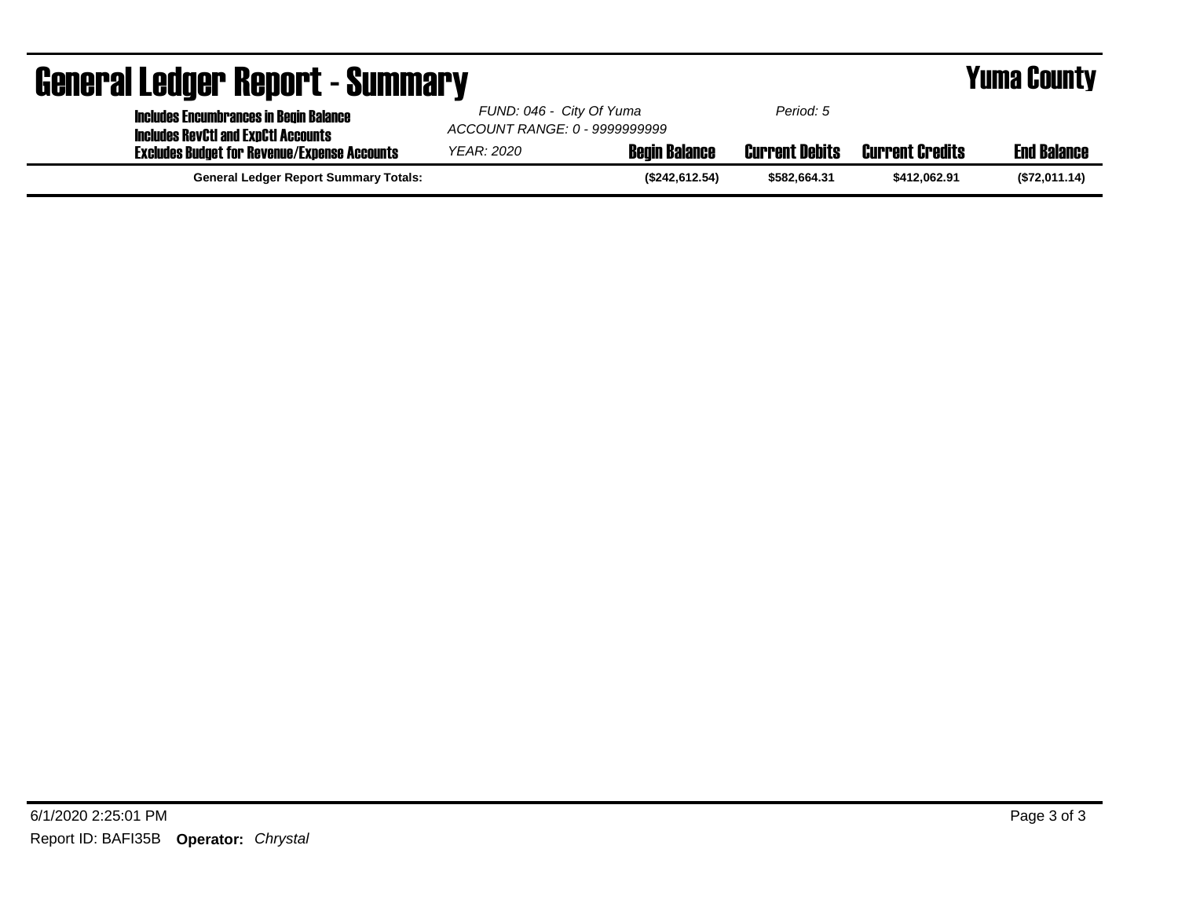# General Ledger Report - Summary

**Yuma County**

Includes Encumbrances in Begin Balance
Includes RevCtl and ExpCtl Accounts
Excludes Budget for Revenue/Expense Accounts

*FUND: 046 - City Of Yuma*
*ACCOUNT RANGE: 0 - 9999999999*
*YEAR: 2020*
*Period: 5*

| | Begin Balance | Current Debits | Current Credits | End Balance |
|---|---|---|---|---|
| **General Ledger Report Summary Totals:** | **($242,612.54)** | **$582,664.31** | **$412,062.91** | **($72,011.14)** |

6/1/2020 2:25:01 PM

Report ID: BAFI35B **Operator:** *Chrystal*